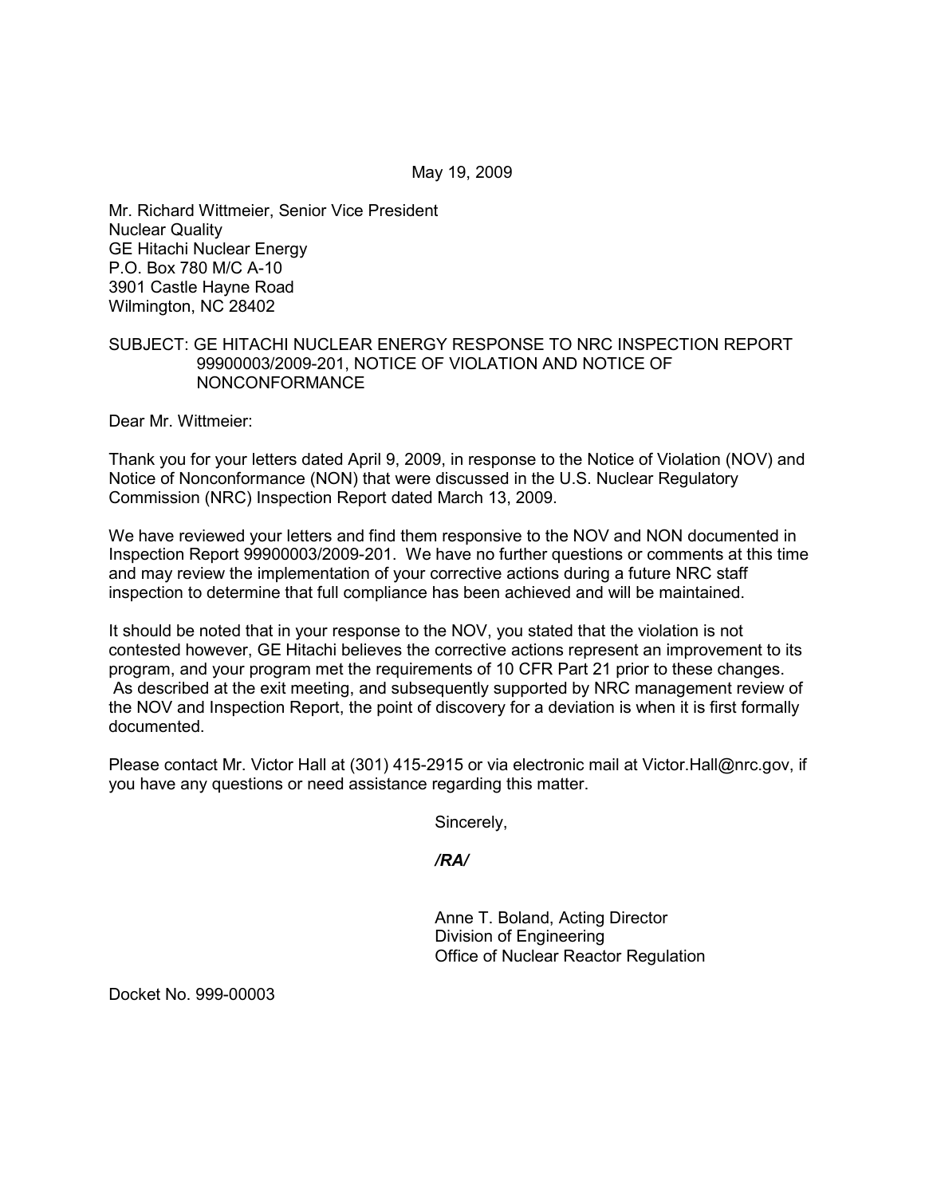May 19, 2009

Mr. Richard Wittmeier, Senior Vice President
Nuclear Quality
GE Hitachi Nuclear Energy
P.O. Box 780 M/C A-10
3901 Castle Hayne Road
Wilmington, NC 28402

SUBJECT: GE HITACHI NUCLEAR ENERGY RESPONSE TO NRC INSPECTION REPORT 99900003/2009-201, NOTICE OF VIOLATION AND NOTICE OF NONCONFORMANCE

Dear Mr. Wittmeier:

Thank you for your letters dated April 9, 2009, in response to the Notice of Violation (NOV) and Notice of Nonconformance (NON) that were discussed in the U.S. Nuclear Regulatory Commission (NRC) Inspection Report dated March 13, 2009.

We have reviewed your letters and find them responsive to the NOV and NON documented in Inspection Report 99900003/2009-201. We have no further questions or comments at this time and may review the implementation of your corrective actions during a future NRC staff inspection to determine that full compliance has been achieved and will be maintained.

It should be noted that in your response to the NOV, you stated that the violation is not contested however, GE Hitachi believes the corrective actions represent an improvement to its program, and your program met the requirements of 10 CFR Part 21 prior to these changes. As described at the exit meeting, and subsequently supported by NRC management review of the NOV and Inspection Report, the point of discovery for a deviation is when it is first formally documented.

Please contact Mr. Victor Hall at (301) 415-2915 or via electronic mail at Victor.Hall@nrc.gov, if you have any questions or need assistance regarding this matter.

Sincerely,

*/RA/*

Anne T. Boland, Acting Director
Division of Engineering
Office of Nuclear Reactor Regulation

Docket No. 999-00003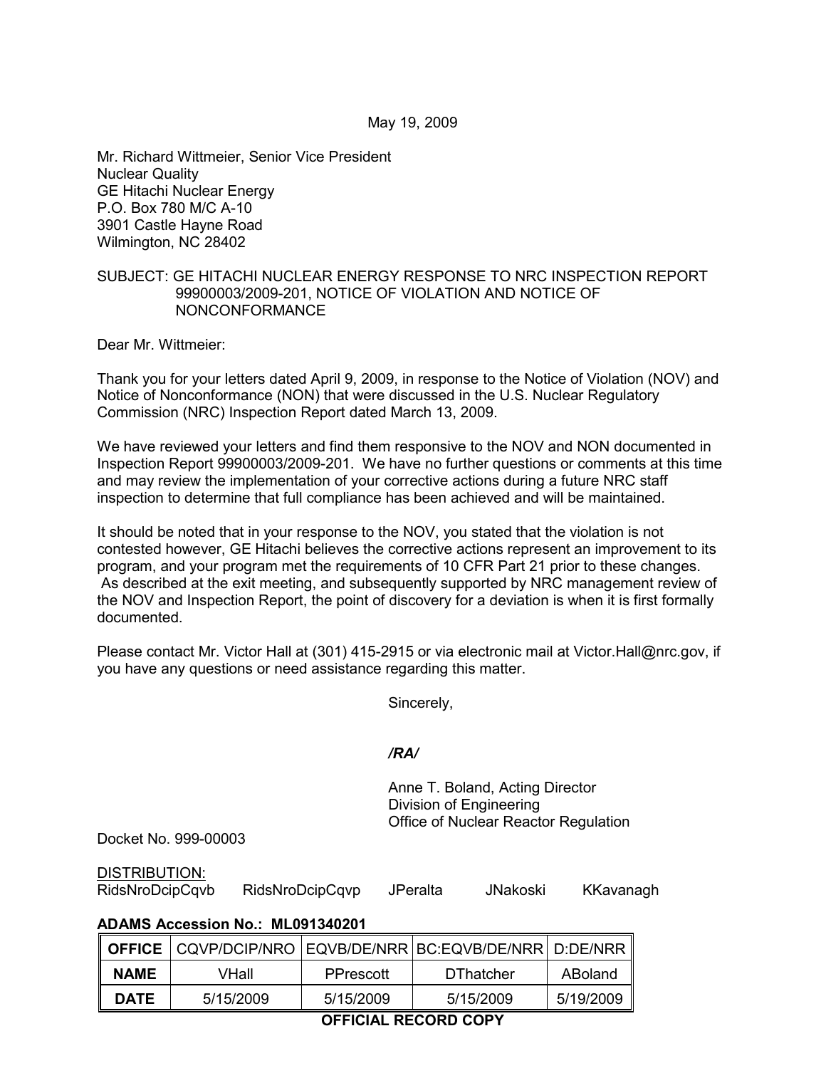May 19, 2009

Mr. Richard Wittmeier, Senior Vice President
Nuclear Quality
GE Hitachi Nuclear Energy
P.O. Box 780 M/C A-10
3901 Castle Hayne Road
Wilmington, NC 28402

SUBJECT: GE HITACHI NUCLEAR ENERGY RESPONSE TO NRC INSPECTION REPORT 99900003/2009-201, NOTICE OF VIOLATION AND NOTICE OF NONCONFORMANCE

Dear Mr. Wittmeier:

Thank you for your letters dated April 9, 2009, in response to the Notice of Violation (NOV) and Notice of Nonconformance (NON) that were discussed in the U.S. Nuclear Regulatory Commission (NRC) Inspection Report dated March 13, 2009.

We have reviewed your letters and find them responsive to the NOV and NON documented in Inspection Report 99900003/2009-201. We have no further questions or comments at this time and may review the implementation of your corrective actions during a future NRC staff inspection to determine that full compliance has been achieved and will be maintained.

It should be noted that in your response to the NOV, you stated that the violation is not contested however, GE Hitachi believes the corrective actions represent an improvement to its program, and your program met the requirements of 10 CFR Part 21 prior to these changes. As described at the exit meeting, and subsequently supported by NRC management review of the NOV and Inspection Report, the point of discovery for a deviation is when it is first formally documented.

Please contact Mr. Victor Hall at (301) 415-2915 or via electronic mail at Victor.Hall@nrc.gov, if you have any questions or need assistance regarding this matter.

Sincerely,

*/RA/*

Anne T. Boland, Acting Director
Division of Engineering
Office of Nuclear Reactor Regulation

Docket No. 999-00003

DISTRIBUTION:
RidsNroDcipCqvb RidsNroDcipCqvp JPeralta JNakoski KKavanagh

**ADAMS Accession No.: ML091340201**

| **OFFICE** | CQVP/DCIP/NRO | EQVB/DE/NRR | BC:EQVB/DE/NRR | D:DE/NRR |
|---|---|---|---|---|
| **NAME** | VHall | PPrescott | DThatcher | ABoland |
| **DATE** | 5/15/2009 | 5/15/2009 | 5/15/2009 | 5/19/2009 |

**OFFICIAL RECORD COPY**